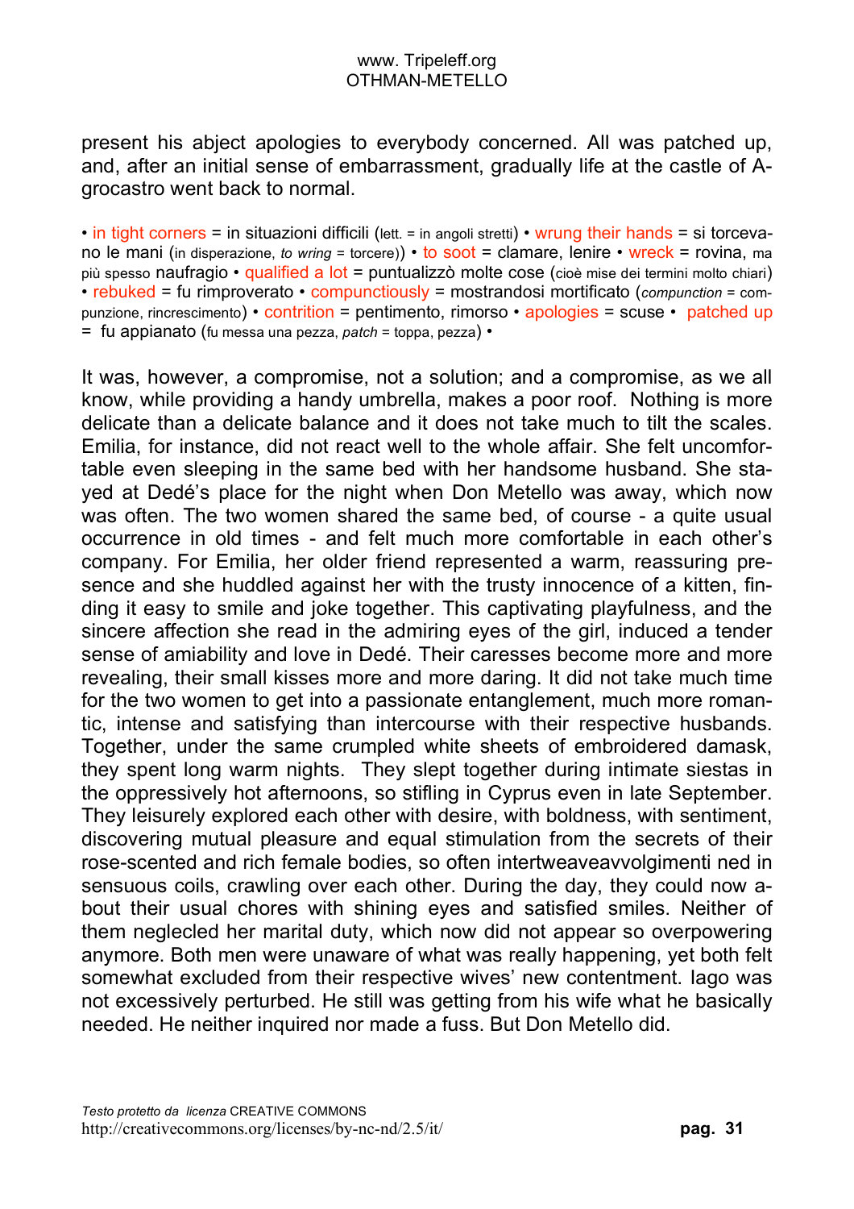present his abject apologies to everybody concerned. All was patched up, and, after an initial sense of embarrassment, gradually life at the castle of A-grocastro went back to normal.

• in tight corners = in situazioni difficili (lett. = in angoli stretti) • wrung their hands = si torcevano le mani (in disperazione, *to wring* = torcere)) • to soot = clamare, lenire • wreck = rovina, ma più spesso naufragio • qualified a lot = puntualizzò molte cose (cioè mise dei termini molto chiari) • rebuked = fu rimproverato • compunctiously = mostrandosi mortificato (*compunction* = compunzione, rincrescimento) • contrition = pentimento, rimorso • apologies = scuse • patched up = fu appianato (fu messa una pezza, *patch* = toppa, pezza) •

It was, however, a compromise, not a solution; and a compromise, as we all know, while providing a handy umbrella, makes a poor roof. Nothing is more delicate than a delicate balance and it does not take much to tilt the scales. Emilia, for instance, did not react well to the whole affair. She felt uncomfortable even sleeping in the same bed with her handsome husband. She stayed at Dedé's place for the night when Don Metello was away, which now was often. The two women shared the same bed, of course - a quite usual occurrence in old times - and felt much more comfortable in each other's company. For Emilia, her older friend represented a warm, reassuring presence and she huddled against her with the trusty innocence of a kitten, finding it easy to smile and joke together. This captivating playfulness, and the sincere affection she read in the admiring eyes of the girl, induced a tender sense of amiability and love in Dedé. Their caresses become more and more revealing, their small kisses more and more daring. It did not take much time for the two women to get into a passionate entanglement, much more romantic, intense and satisfying than intercourse with their respective husbands. Together, under the same crumpled white sheets of embroidered damask, they spent long warm nights. They slept together during intimate siestas in the oppressively hot afternoons, so stifling in Cyprus even in late September. They leisurely explored each other with desire, with boldness, with sentiment, discovering mutual pleasure and equal stimulation from the secrets of their rose-scented and rich female bodies, so often intertweaveavvolgimenti ned in sensuous coils, crawling over each other. During the day, they could now about their usual chores with shining eyes and satisfied smiles. Neither of them neglecled her marital duty, which now did not appear so overpowering anymore. Both men were unaware of what was really happening, yet both felt somewhat excluded from their respective wives' new contentment. Iago was not excessively perturbed. He still was getting from his wife what he basically needed. He neither inquired nor made a fuss. But Don Metello did.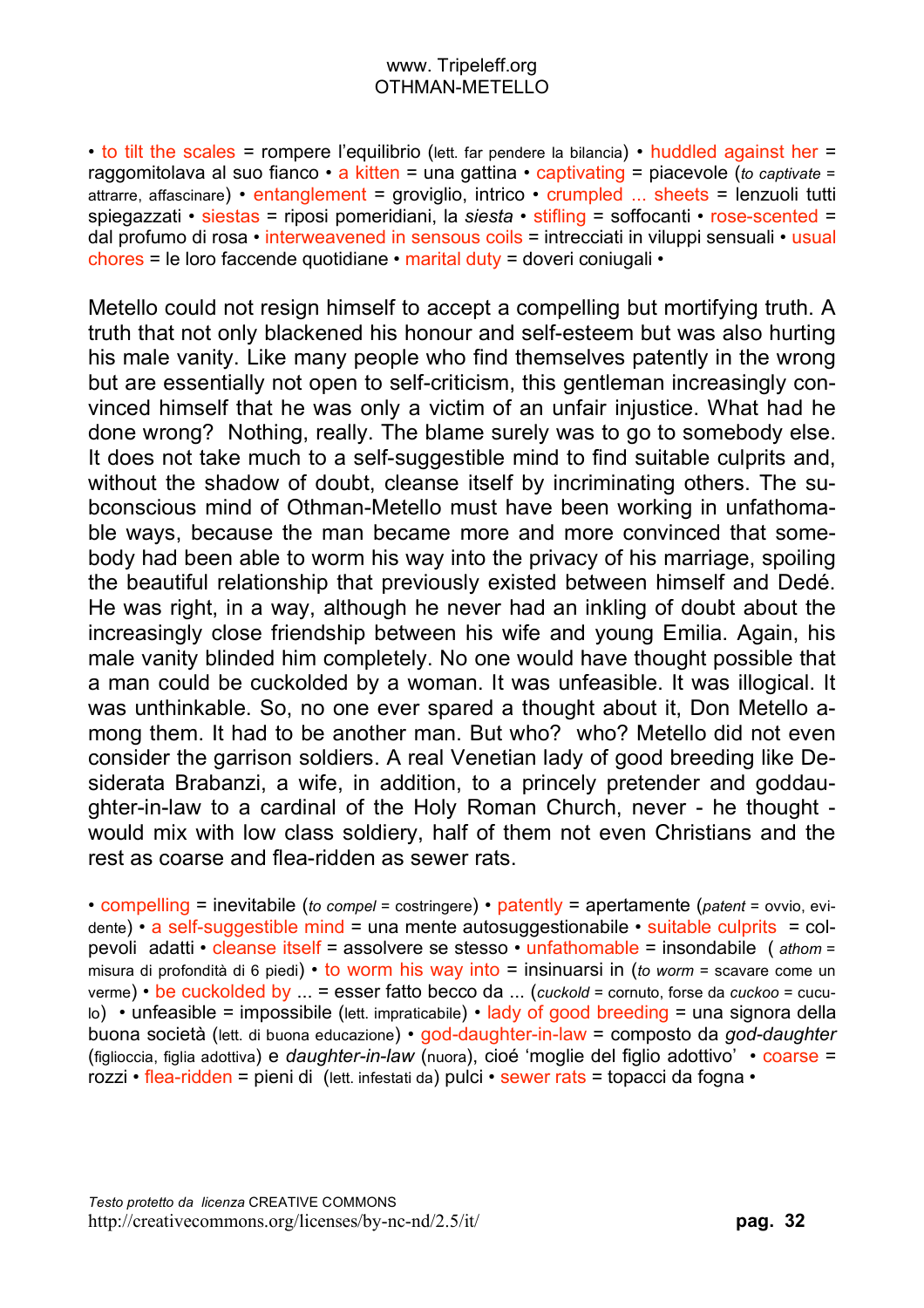• to tilt the scales = rompere l'equilibrio (lett. far pendere la bilancia) • huddled against her = raggomitolava al suo fianco • a kitten = una gattina • captivating = piacevole (*to captivate* = attrarre, affascinare) • entanglement = groviglio, intrico • crumpled ... sheets = lenzuoli tutti spiegazzati • siestas = riposi pomeridiani, la *siesta* • stifling = soffocanti • rose-scented = dal profumo di rosa • interweavened in sensous coils = intrecciati in viluppi sensuali • usual chores = le loro faccende quotidiane • marital duty = doveri coniugali •

Metello could not resign himself to accept a compelling but mortifying truth. A truth that not only blackened his honour and self-esteem but was also hurting his male vanity. Like many people who find themselves patently in the wrong but are essentially not open to self-criticism, this gentleman increasingly convinced himself that he was only a victim of an unfair injustice. What had he done wrong? Nothing, really. The blame surely was to go to somebody else. It does not take much to a self-suggestible mind to find suitable culprits and, without the shadow of doubt, cleanse itself by incriminating others. The subconscious mind of Othman-Metello must have been working in unfathomable ways, because the man became more and more convinced that somebody had been able to worm his way into the privacy of his marriage, spoiling the beautiful relationship that previously existed between himself and Dedé. He was right, in a way, although he never had an inkling of doubt about the increasingly close friendship between his wife and young Emilia. Again, his male vanity blinded him completely. No one would have thought possible that a man could be cuckolded by a woman. It was unfeasible. It was illogical. It was unthinkable. So, no one ever spared a thought about it, Don Metello among them. It had to be another man. But who? who? Metello did not even consider the garrison soldiers. A real Venetian lady of good breeding like Desiderata Brabanzi, a wife, in addition, to a princely pretender and goddaughter-in-law to a cardinal of the Holy Roman Church, never - he thought - would mix with low class soldiery, half of them not even Christians and the rest as coarse and flea-ridden as sewer rats.

• compelling = inevitabile (*to compel* = costringere) • patently = apertamente (*patent* = ovvio, evidente) • a self-suggestible mind = una mente autosuggestionabile • suitable culprits = colpevoli adatti • cleanse itself = assolvere se stesso • unfathomable = insondabile ( *athom* = misura di profondità di 6 piedi) • to worm his way into = insinuarsi in (*to worm* = scavare come un verme) • be cuckolded by ... = esser fatto becco da ... (*cuckold* = cornuto, forse da *cuckoo* = cuculo) • unfeasible = impossibile (lett. impraticabile) • lady of good breeding = una signora della buona società (lett. di buona educazione) • god-daughter-in-law = composto da *god-daughter* (figlioccia, figlia adottiva) e *daughter-in-law* (nuora), cioé 'moglie del figlio adottivo' • coarse = rozzi • flea-ridden = pieni di (lett. infestati da) pulci • sewer rats = topacci da fogna •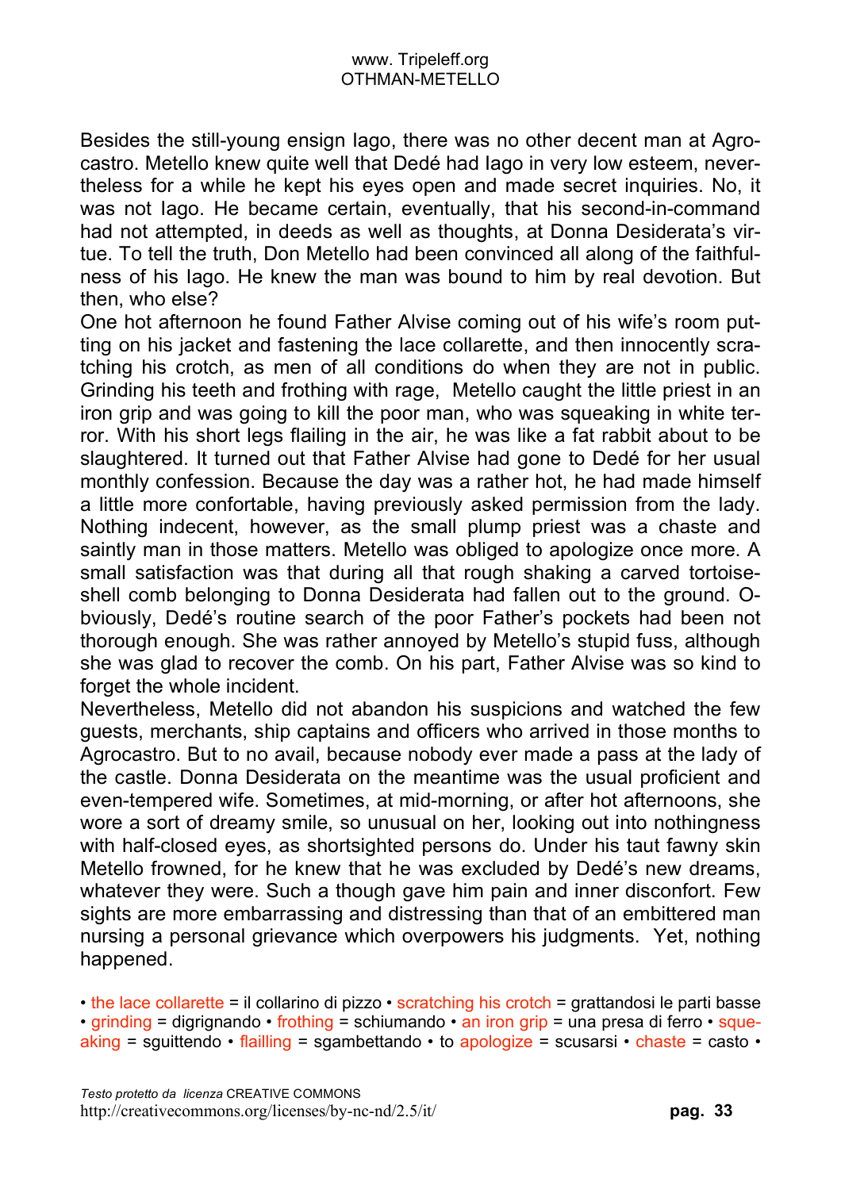Besides the still-young ensign Iago, there was no other decent man at Agrocastro. Metello knew quite well that Dedé had Iago in very low esteem, nevertheless for a while he kept his eyes open and made secret inquiries. No, it was not Iago. He became certain, eventually, that his second-in-command had not attempted, in deeds as well as thoughts, at Donna Desiderata's virtue. To tell the truth, Don Metello had been convinced all along of the faithfulness of his Iago. He knew the man was bound to him by real devotion. But then, who else?

One hot afternoon he found Father Alvise coming out of his wife's room putting on his jacket and fastening the lace collarette, and then innocently scratching his crotch, as men of all conditions do when they are not in public. Grinding his teeth and frothing with rage, Metello caught the little priest in an iron grip and was going to kill the poor man, who was squeaking in white terror. With his short legs flailing in the air, he was like a fat rabbit about to be slaughtered. It turned out that Father Alvise had gone to Dedé for her usual monthly confession. Because the day was a rather hot, he had made himself a little more confortable, having previously asked permission from the lady. Nothing indecent, however, as the small plump priest was a chaste and saintly man in those matters. Metello was obliged to apologize once more. A small satisfaction was that during all that rough shaking a carved tortoiseshell comb belonging to Donna Desiderata had fallen out to the ground. Obviously, Dedé's routine search of the poor Father's pockets had been not thorough enough. She was rather annoyed by Metello's stupid fuss, although she was glad to recover the comb. On his part, Father Alvise was so kind to forget the whole incident.

Nevertheless, Metello did not abandon his suspicions and watched the few guests, merchants, ship captains and officers who arrived in those months to Agrocastro. But to no avail, because nobody ever made a pass at the lady of the castle. Donna Desiderata on the meantime was the usual proficient and even-tempered wife. Sometimes, at mid-morning, or after hot afternoons, she wore a sort of dreamy smile, so unusual on her, looking out into nothingness with half-closed eyes, as shortsighted persons do. Under his taut fawny skin Metello frowned, for he knew that he was excluded by Dedé's new dreams, whatever they were. Such a though gave him pain and inner disconfort. Few sights are more embarrassing and distressing than that of an embittered man nursing a personal grievance which overpowers his judgments. Yet, nothing happened.

• the lace collarette = il collarino di pizzo • scratching his crotch = grattandosi le parti basse • grinding = digrignando • frothing = schiumando • an iron grip = una presa di ferro • squeaking = sguittendo • flailling = sgambettando • to apologize = scusarsi • chaste = casto •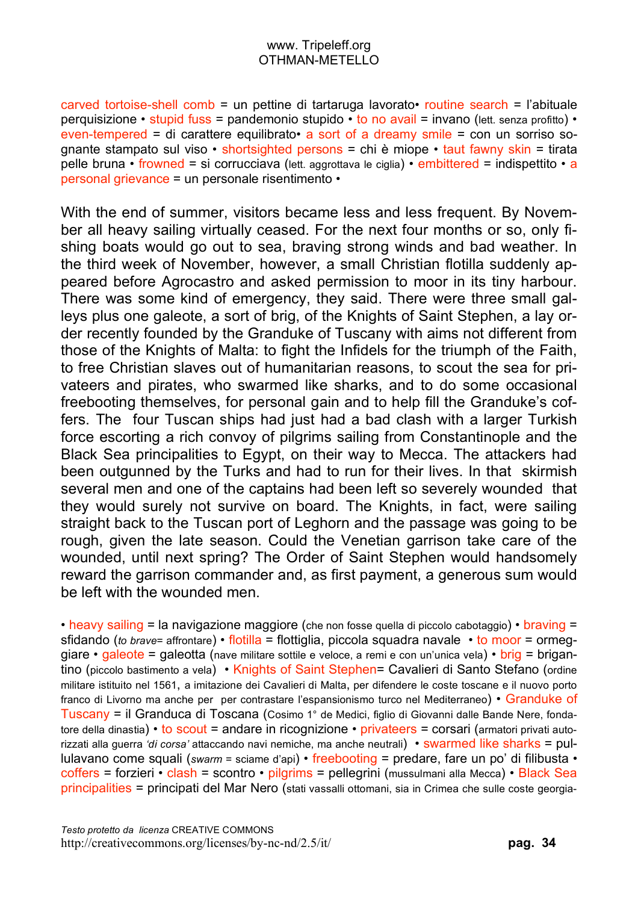carved tortoise-shell comb = un pettine di tartaruga lavorato• routine search = l'abituale perquisizione • stupid fuss = pandemonio stupido • to no avail = invano (lett. senza profitto) • even-tempered = di carattere equilibrato• a sort of a dreamy smile = con un sorriso sognante stampato sul viso • shortsighted persons = chi è miope • taut fawny skin = tirata pelle bruna • frowned = si corrucciava (lett. aggrottava le ciglia) • embittered = indispettito • a personal grievance = un personale risentimento •

With the end of summer, visitors became less and less frequent. By November all heavy sailing virtually ceased. For the next four months or so, only fishing boats would go out to sea, braving strong winds and bad weather. In the third week of November, however, a small Christian flotilla suddenly appeared before Agrocastro and asked permission to moor in its tiny harbour. There was some kind of emergency, they said. There were three small galleys plus one galeote, a sort of brig, of the Knights of Saint Stephen, a lay order recently founded by the Granduke of Tuscany with aims not different from those of the Knights of Malta: to fight the Infidels for the triumph of the Faith, to free Christian slaves out of humanitarian reasons, to scout the sea for privateers and pirates, who swarmed like sharks, and to do some occasional freebooting themselves, for personal gain and to help fill the Granduke's coffers. The four Tuscan ships had just had a bad clash with a larger Turkish force escorting a rich convoy of pilgrims sailing from Constantinople and the Black Sea principalities to Egypt, on their way to Mecca. The attackers had been outgunned by the Turks and had to run for their lives. In that skirmish several men and one of the captains had been left so severely wounded that they would surely not survive on board. The Knights, in fact, were sailing straight back to the Tuscan port of Leghorn and the passage was going to be rough, given the late season. Could the Venetian garrison take care of the wounded, until next spring? The Order of Saint Stephen would handsomely reward the garrison commander and, as first payment, a generous sum would be left with the wounded men.

• heavy sailing = la navigazione maggiore (che non fosse quella di piccolo cabotaggio) • braving = sfidando (*to brave*= affrontare) • flotilla = flottiglia, piccola squadra navale • to moor = ormeggiare • galeote = galeotta (nave militare sottile e veloce, a remi e con un'unica vela) • brig = brigantino (piccolo bastimento a vela) • Knights of Saint Stephen= Cavalieri di Santo Stefano (ordine militare istituito nel 1561, a imitazione dei Cavalieri di Malta, per difendere le coste toscane e il nuovo porto franco di Livorno ma anche per per contrastare l'espansionismo turco nel Mediterraneo) • Granduke of Tuscany = il Granduca di Toscana (Cosimo 1° de Medici, figlio di Giovanni dalle Bande Nere, fondatore della dinastia) • to scout = andare in ricognizione • privateers = corsari (armatori privati autorizzati alla guerra *'di corsa'* attaccando navi nemiche, ma anche neutrali) • swarmed like sharks = pullulavano come squali (*swarm* = sciame d'api) • freebooting = predare, fare un po' di filibusta • coffers = forzieri • clash = scontro • pilgrims = pellegrini (mussulmani alla Mecca) • Black Sea principalities = principati del Mar Nero (stati vassalli ottomani, sia in Crimea che sulle coste georgia-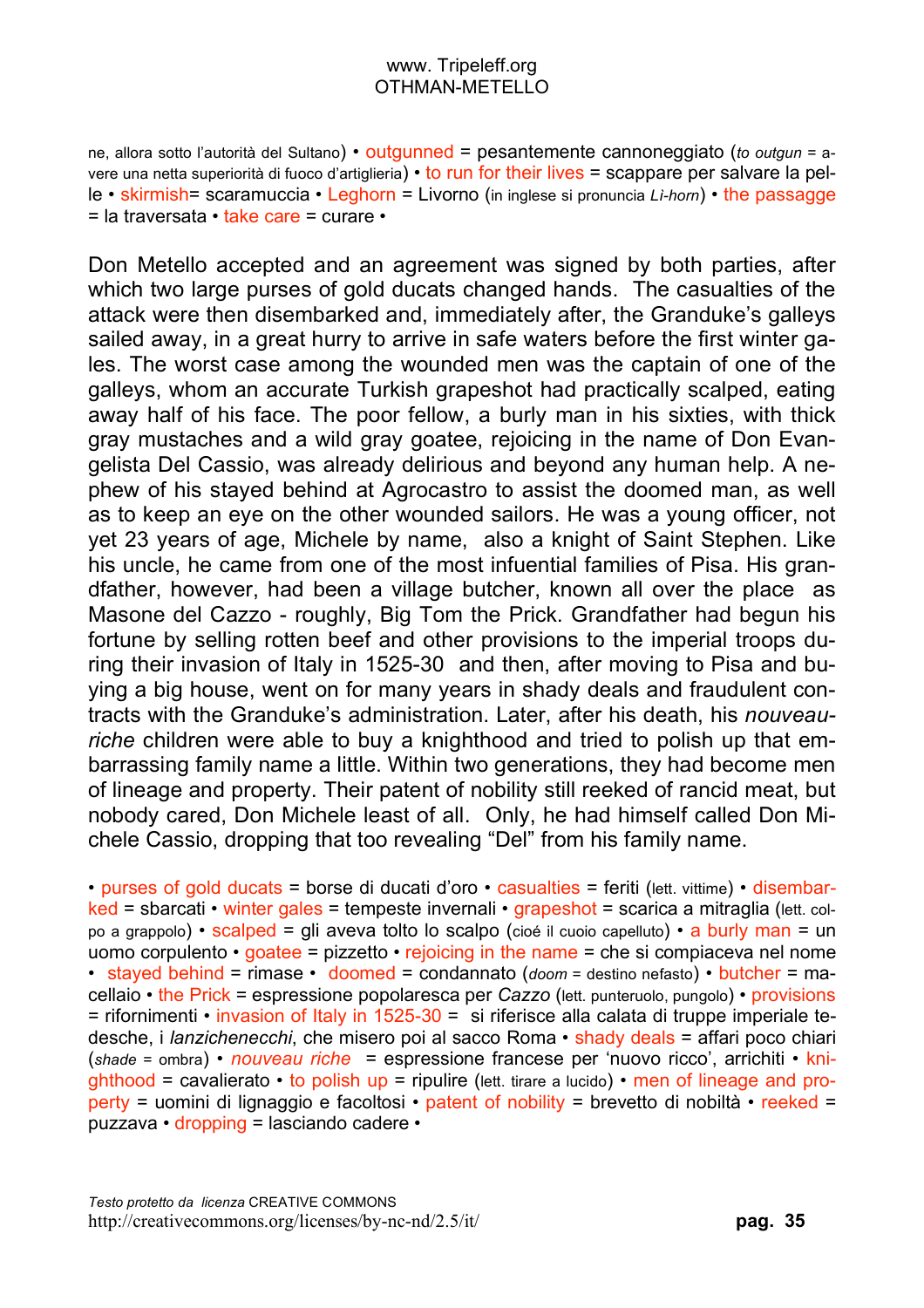ne, allora sotto l'autorità del Sultano) • outgunned = pesantemente cannoneggiato (*to outgun* = avere una netta superiorità di fuoco d'artiglieria) • to run for their lives = scappare per salvare la pelle • skirmish= scaramuccia • Leghorn = Livorno (in inglese si pronuncia *Li-horn*) • the passagge = la traversata • take care = curare •

Don Metello accepted and an agreement was signed by both parties, after which two large purses of gold ducats changed hands. The casualties of the attack were then disembarked and, immediately after, the Granduke's galleys sailed away, in a great hurry to arrive in safe waters before the first winter gales. The worst case among the wounded men was the captain of one of the galleys, whom an accurate Turkish grapeshot had practically scalped, eating away half of his face. The poor fellow, a burly man in his sixties, with thick gray mustaches and a wild gray goatee, rejoicing in the name of Don Evangelista Del Cassio, was already delirious and beyond any human help. A nephew of his stayed behind at Agrocastro to assist the doomed man, as well as to keep an eye on the other wounded sailors. He was a young officer, not yet 23 years of age, Michele by name, also a knight of Saint Stephen. Like his uncle, he came from one of the most infuential families of Pisa. His grandfather, however, had been a village butcher, known all over the place as Masone del Cazzo - roughly, Big Tom the Prick. Grandfather had begun his fortune by selling rotten beef and other provisions to the imperial troops during their invasion of Italy in 1525-30 and then, after moving to Pisa and buying a big house, went on for many years in shady deals and fraudulent contracts with the Granduke's administration. Later, after his death, his *nouveau-riche* children were able to buy a knighthood and tried to polish up that embarrassing family name a little. Within two generations, they had become men of lineage and property. Their patent of nobility still reeked of rancid meat, but nobody cared, Don Michele least of all. Only, he had himself called Don Michele Cassio, dropping that too revealing "Del" from his family name.

• purses of gold ducats = borse di ducati d'oro • casualties = feriti (lett. vittime) • disembarked = sbarcati • winter gales = tempeste invernali • grapeshot = scarica a mitraglia (lett. colpo a grappolo) • scalped = gli aveva tolto lo scalpo (cioé il cuoio capelluto) • a burly man = un uomo corpulento • goatee = pizzetto • rejoicing in the name = che si compiaceva nel nome • stayed behind = rimase • doomed = condannato (*doom* = destino nefasto) • butcher = macellaio • the Prick = espressione popolaresca per *Cazzo* (lett. punteruolo, pungolo) • provisions = rifornimenti • invasion of Italy in 1525-30 = si riferisce alla calata di truppe imperiale tedesche, i *lanzichenecchi*, che misero poi al sacco Roma • shady deals = affari poco chiari (*shade* = ombra) • *nouveau riche* = espressione francese per 'nuovo ricco', arrichiti • knighthood = cavalierato • to polish up = ripulire (lett. tirare a lucido) • men of lineage and property = uomini di lignaggio e facoltosi • patent of nobility = brevetto di nobiltà • reeked = puzzava • dropping = lasciando cadere •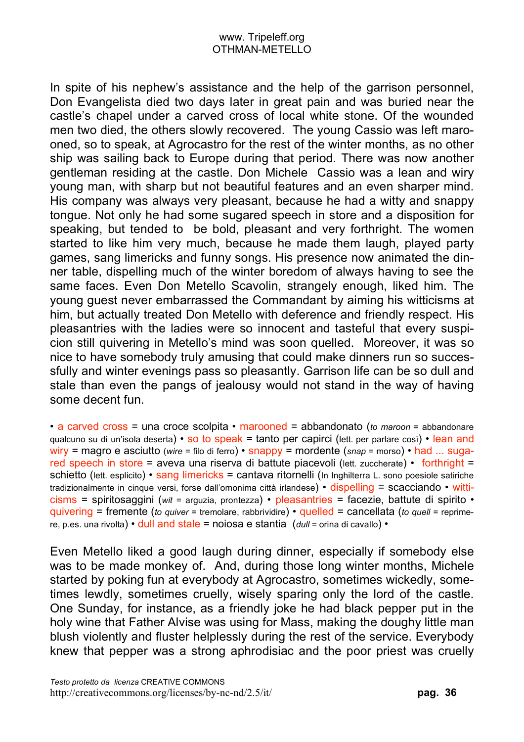In spite of his nephew's assistance and the help of the garrison personnel, Don Evangelista died two days later in great pain and was buried near the castle's chapel under a carved cross of local white stone. Of the wounded men two died, the others slowly recovered. The young Cassio was left marooned, so to speak, at Agrocastro for the rest of the winter months, as no other ship was sailing back to Europe during that period. There was now another gentleman residing at the castle. Don Michele Cassio was a lean and wiry young man, with sharp but not beautiful features and an even sharper mind. His company was always very pleasant, because he had a witty and snappy tongue. Not only he had some sugared speech in store and a disposition for speaking, but tended to be bold, pleasant and very forthright. The women started to like him very much, because he made them laugh, played party games, sang limericks and funny songs. His presence now animated the dinner table, dispelling much of the winter boredom of always having to see the same faces. Even Don Metello Scavolin, strangely enough, liked him. The young guest never embarrassed the Commandant by aiming his witticisms at him, but actually treated Don Metello with deference and friendly respect. His pleasantries with the ladies were so innocent and tasteful that every suspicion still quivering in Metello's mind was soon quelled. Moreover, it was so nice to have somebody truly amusing that could make dinners run so successfully and winter evenings pass so pleasantly. Garrison life can be so dull and stale than even the pangs of jealousy would not stand in the way of having some decent fun.

• a carved cross = una croce scolpita • marooned = abbandonato (*to maroon* = abbandonare qualcuno su di un'isola deserta) • so to speak = tanto per capirci (lett. per parlare così) • lean and wiry = magro e asciutto (*wire* = filo di ferro) • snappy = mordente (*snap* = morso) • had ... sugared speech in store = aveva una riserva di battute piacevoli (lett. zuccherate) • forthright = schietto (lett. esplicito) • sang limericks = cantava ritornelli (In Inghilterra L. sono poesiole satiriche tradizionalmente in cinque versi, forse dall'omonima città irlandese) • dispelling = scacciando • witticisms = spiritosaggini (*wit* = arguzia, prontezza) • pleasantries = facezie, battute di spirito • quivering = fremente (*to quiver* = tremolare, rabbrividire) • quelled = cancellata (*to quell* = reprimere, p.es. una rivolta) • dull and stale = noiosa e stantia (*dull* = orina di cavallo) •

Even Metello liked a good laugh during dinner, especially if somebody else was to be made monkey of. And, during those long winter months, Michele started by poking fun at everybody at Agrocastro, sometimes wickedly, sometimes lewdly, sometimes cruelly, wisely sparing only the lord of the castle. One Sunday, for instance, as a friendly joke he had black pepper put in the holy wine that Father Alvise was using for Mass, making the doughy little man blush violently and fluster helplessly during the rest of the service. Everybody knew that pepper was a strong aphrodisiac and the poor priest was cruelly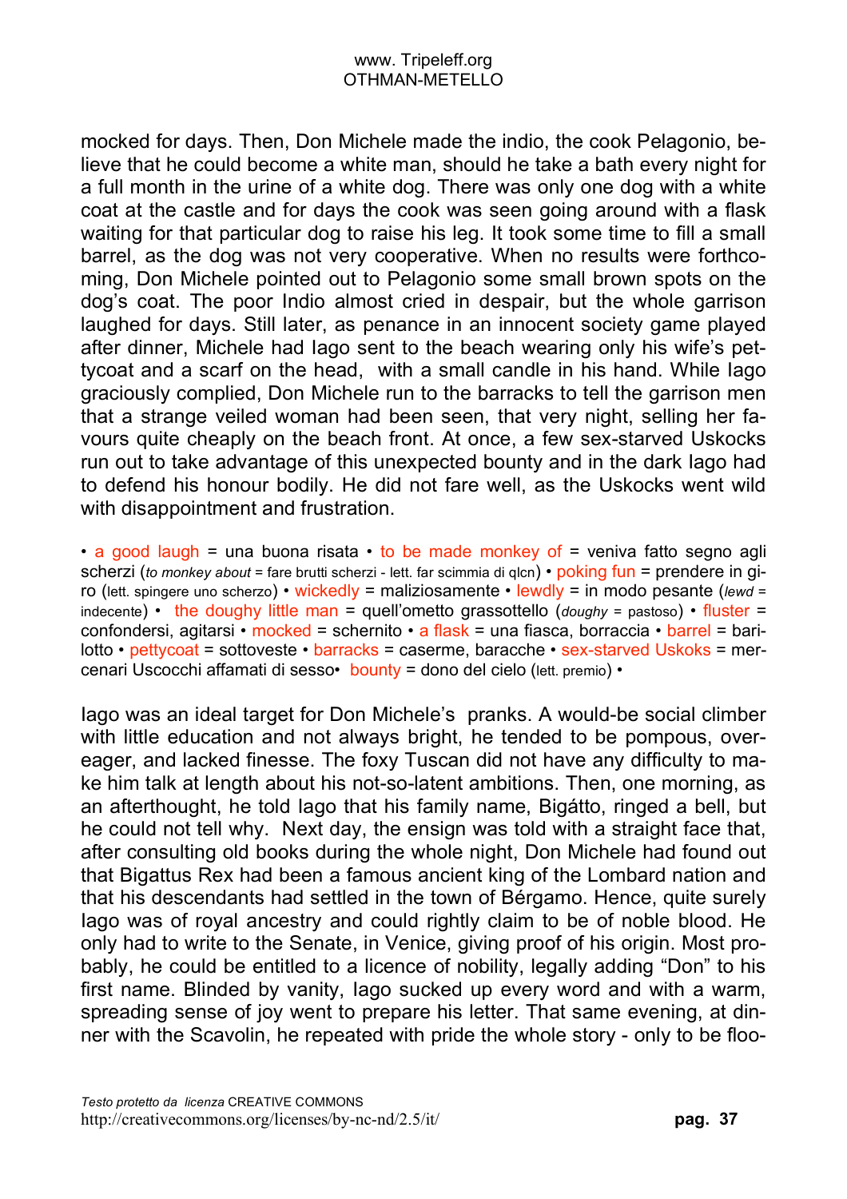mocked for days. Then, Don Michele made the indio, the cook Pelagonio, believe that he could become a white man, should he take a bath every night for a full month in the urine of a white dog. There was only one dog with a white coat at the castle and for days the cook was seen going around with a flask waiting for that particular dog to raise his leg. It took some time to fill a small barrel, as the dog was not very cooperative. When no results were forthcoming, Don Michele pointed out to Pelagonio some small brown spots on the dog's coat. The poor Indio almost cried in despair, but the whole garrison laughed for days. Still later, as penance in an innocent society game played after dinner, Michele had Iago sent to the beach wearing only his wife's pettycoat and a scarf on the head, with a small candle in his hand. While Iago graciously complied, Don Michele run to the barracks to tell the garrison men that a strange veiled woman had been seen, that very night, selling her favours quite cheaply on the beach front. At once, a few sex-starved Uskocks run out to take advantage of this unexpected bounty and in the dark Iago had to defend his honour bodily. He did not fare well, as the Uskocks went wild with disappointment and frustration.

• a good laugh = una buona risata • to be made monkey of = veniva fatto segno agli scherzi (*to monkey about* = fare brutti scherzi - lett. far scimmia di qlcn) • poking fun = prendere in giro (lett. spingere uno scherzo) • wickedly = maliziosamente • lewdly = in modo pesante (*lewd* = indecente) • the doughy little man = quell'ometto grassottello (*doughy* = pastoso) • fluster = confondersi, agitarsi • mocked = schernito • a flask = una fiasca, borraccia • barrel = barilotto • pettycoat = sottoveste • barracks = caserme, baracche • sex-starved Uskoks = mercenari Uscocchi affamati di sesso• bounty = dono del cielo (lett. premio) •

Iago was an ideal target for Don Michele's pranks. A would-be social climber with little education and not always bright, he tended to be pompous, overeager, and lacked finesse. The foxy Tuscan did not have any difficulty to make him talk at length about his not-so-latent ambitions. Then, one morning, as an afterthought, he told Iago that his family name, Bigátto, ringed a bell, but he could not tell why. Next day, the ensign was told with a straight face that, after consulting old books during the whole night, Don Michele had found out that Bigattus Rex had been a famous ancient king of the Lombard nation and that his descendants had settled in the town of Bérgamo. Hence, quite surely Iago was of royal ancestry and could rightly claim to be of noble blood. He only had to write to the Senate, in Venice, giving proof of his origin. Most probably, he could be entitled to a licence of nobility, legally adding "Don" to his first name. Blinded by vanity, Iago sucked up every word and with a warm, spreading sense of joy went to prepare his letter. That same evening, at dinner with the Scavolin, he repeated with pride the whole story - only to be floo-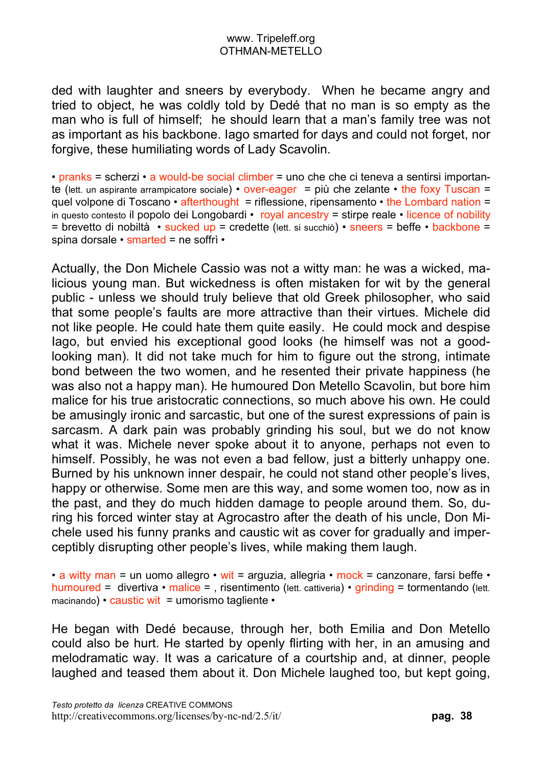ded with laughter and sneers by everybody. When he became angry and tried to object, he was coldly told by Dedé that no man is so empty as the man who is full of himself; he should learn that a man's family tree was not as important as his backbone. Iago smarted for days and could not forget, nor forgive, these humiliating words of Lady Scavolin.

• pranks = scherzi • a would-be social climber = uno che che ci teneva a sentirsi importante (lett. un aspirante arrampicatore sociale) • over-eager = più che zelante • the foxy Tuscan = quel volpone di Toscano • afterthought = riflessione, ripensamento • the Lombard nation = in questo contesto il popolo dei Longobardi • royal ancestry = stirpe reale • licence of nobility = brevetto di nobiltà • sucked up = credette (lett. si succhiò) • sneers = beffe • backbone = spina dorsale • smarted = ne soffrì •

Actually, the Don Michele Cassio was not a witty man: he was a wicked, malicious young man. But wickedness is often mistaken for wit by the general public - unless we should truly believe that old Greek philosopher, who said that some people's faults are more attractive than their virtues. Michele did not like people. He could hate them quite easily. He could mock and despise Iago, but envied his exceptional good looks (he himself was not a good-looking man). It did not take much for him to figure out the strong, intimate bond between the two women, and he resented their private happiness (he was also not a happy man). He humoured Don Metello Scavolin, but bore him malice for his true aristocratic connections, so much above his own. He could be amusingly ironic and sarcastic, but one of the surest expressions of pain is sarcasm. A dark pain was probably grinding his soul, but we do not know what it was. Michele never spoke about it to anyone, perhaps not even to himself. Possibly, he was not even a bad fellow, just a bitterly unhappy one. Burned by his unknown inner despair, he could not stand other people's lives, happy or otherwise. Some men are this way, and some women too, now as in the past, and they do much hidden damage to people around them. So, during his forced winter stay at Agrocastro after the death of his uncle, Don Michele used his funny pranks and caustic wit as cover for gradually and imperceptibly disrupting other people's lives, while making them laugh.

• a witty man = un uomo allegro • wit = arguzia, allegria • mock = canzonare, farsi beffe • humoured = divertiva • malice = , risentimento (lett. cattiveria) • grinding = tormentando (lett. macinando) • caustic wit = umorismo tagliente •

He began with Dedé because, through her, both Emilia and Don Metello could also be hurt. He started by openly flirting with her, in an amusing and melodramatic way. It was a caricature of a courtship and, at dinner, people laughed and teased them about it. Don Michele laughed too, but kept going,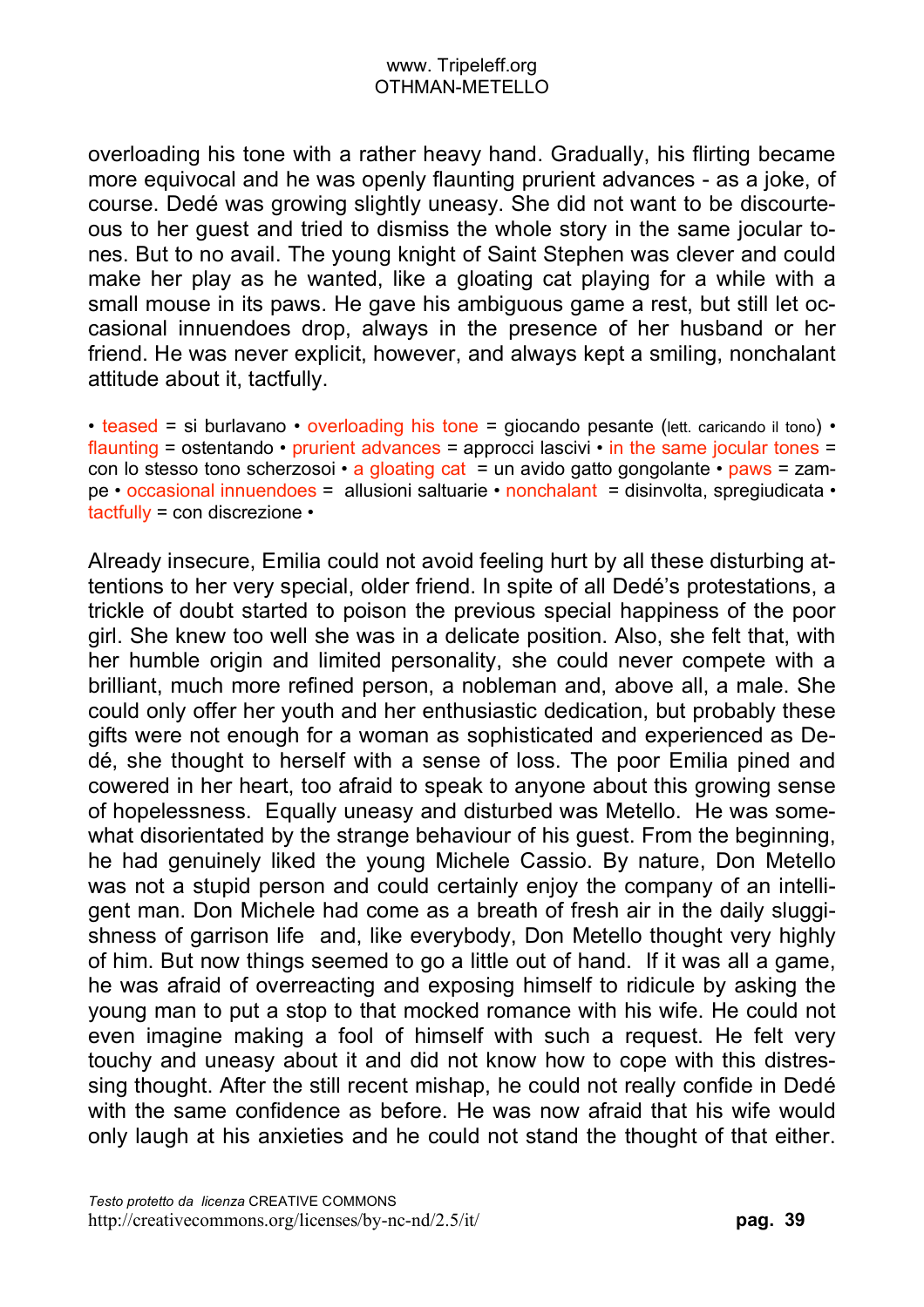overloading his tone with a rather heavy hand. Gradually, his flirting became more equivocal and he was openly flaunting prurient advances - as a joke, of course. Dedé was growing slightly uneasy. She did not want to be discourteous to her guest and tried to dismiss the whole story in the same jocular tones. But to no avail. The young knight of Saint Stephen was clever and could make her play as he wanted, like a gloating cat playing for a while with a small mouse in its paws. He gave his ambiguous game a rest, but still let occasional innuendoes drop, always in the presence of her husband or her friend. He was never explicit, however, and always kept a smiling, nonchalant attitude about it, tactfully.

• teased = si burlavano • overloading his tone = giocando pesante (lett. caricando il tono) • flaunting = ostentando • prurient advances = approcci lascivi • in the same jocular tones = con lo stesso tono scherzosoi • a gloating cat = un avido gatto gongolante • paws = zampe • occasional innuendoes = allusioni saltuarie • nonchalant = disinvolta, spregiudicata • tactfully = con discrezione •

Already insecure, Emilia could not avoid feeling hurt by all these disturbing attentions to her very special, older friend. In spite of all Dedé's protestations, a trickle of doubt started to poison the previous special happiness of the poor girl. She knew too well she was in a delicate position. Also, she felt that, with her humble origin and limited personality, she could never compete with a brilliant, much more refined person, a nobleman and, above all, a male. She could only offer her youth and her enthusiastic dedication, but probably these gifts were not enough for a woman as sophisticated and experienced as Dedé, she thought to herself with a sense of loss. The poor Emilia pined and cowered in her heart, too afraid to speak to anyone about this growing sense of hopelessness. Equally uneasy and disturbed was Metello. He was somewhat disorientated by the strange behaviour of his guest. From the beginning, he had genuinely liked the young Michele Cassio. By nature, Don Metello was not a stupid person and could certainly enjoy the company of an intelligent man. Don Michele had come as a breath of fresh air in the daily sluggishness of garrison life and, like everybody, Don Metello thought very highly of him. But now things seemed to go a little out of hand. If it was all a game, he was afraid of overreacting and exposing himself to ridicule by asking the young man to put a stop to that mocked romance with his wife. He could not even imagine making a fool of himself with such a request. He felt very touchy and uneasy about it and did not know how to cope with this distressing thought. After the still recent mishap, he could not really confide in Dedé with the same confidence as before. He was now afraid that his wife would only laugh at his anxieties and he could not stand the thought of that either.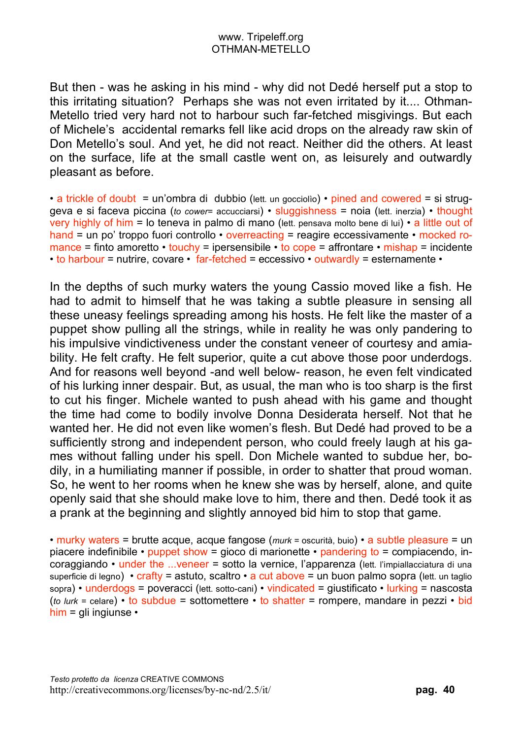But then - was he asking in his mind - why did not Dedé herself put a stop to this irritating situation? Perhaps she was not even irritated by it.... Othman-Metello tried very hard not to harbour such far-fetched misgivings. But each of Michele's accidental remarks fell like acid drops on the already raw skin of Don Metello's soul. And yet, he did not react. Neither did the others. At least on the surface, life at the small castle went on, as leisurely and outwardly pleasant as before.

• a trickle of doubt = un'ombra di dubbio (lett. un gocciolìo) • pined and cowered = si struggeva e si faceva piccina (*to cower*= accucciarsi) • sluggishness = noia (lett. inerzia) • thought very highly of him = lo teneva in palmo di mano (lett. pensava molto bene di lui) • a little out of hand = un po' troppo fuori controllo • overreacting = reagire eccessivamente • mocked romance = finto amoretto • touchy = ipersensibile • to cope = affrontare • mishap = incidente • to harbour = nutrire, covare • far-fetched = eccessivo • outwardly = esternamente •

In the depths of such murky waters the young Cassio moved like a fish. He had to admit to himself that he was taking a subtle pleasure in sensing all these uneasy feelings spreading among his hosts. He felt like the master of a puppet show pulling all the strings, while in reality he was only pandering to his impulsive vindictiveness under the constant veneer of courtesy and amiability. He felt crafty. He felt superior, quite a cut above those poor underdogs. And for reasons well beyond -and well below- reason, he even felt vindicated of his lurking inner despair. But, as usual, the man who is too sharp is the first to cut his finger. Michele wanted to push ahead with his game and thought the time had come to bodily involve Donna Desiderata herself. Not that he wanted her. He did not even like women's flesh. But Dedé had proved to be a sufficiently strong and independent person, who could freely laugh at his games without falling under his spell. Don Michele wanted to subdue her, bodily, in a humiliating manner if possible, in order to shatter that proud woman. So, he went to her rooms when he knew she was by herself, alone, and quite openly said that she should make love to him, there and then. Dedé took it as a prank at the beginning and slightly annoyed bid him to stop that game.

• murky waters = brutte acque, acque fangose (*murk* = oscurità, buio) • a subtle pleasure = un piacere indefinibile • puppet show = gioco di marionette • pandering to = compiacendo, incoraggiando • under the ...veneer = sotto la vernice, l'apparenza (lett. l'impiallacciatura di una superficie di legno) • crafty = astuto, scaltro • a cut above = un buon palmo sopra (lett. un taglio sopra) • underdogs = poveracci (lett. sotto-cani) • vindicated = giustificato • lurking = nascosta (*to lurk* = celare) • to subdue = sottomettere • to shatter = rompere, mandare in pezzi • bid him = gli ingiunse •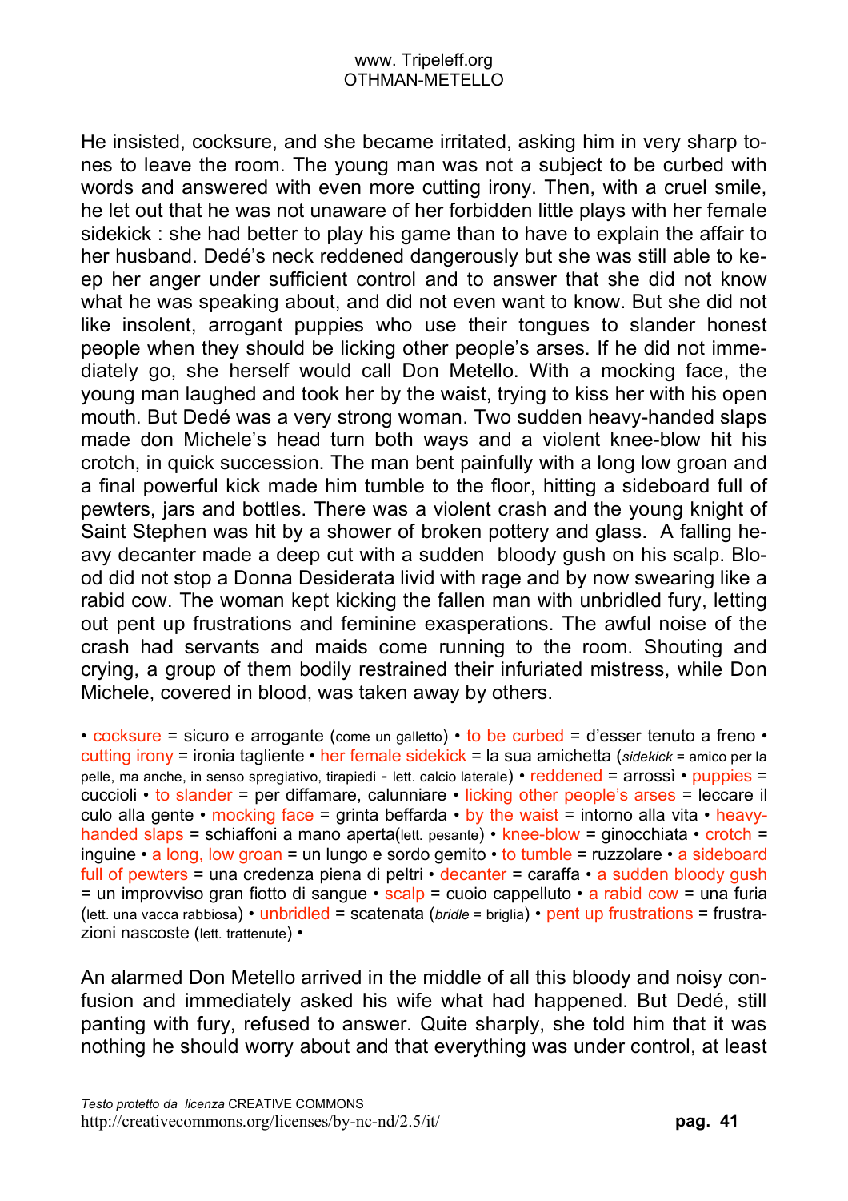He insisted, cocksure, and she became irritated, asking him in very sharp tones to leave the room. The young man was not a subject to be curbed with words and answered with even more cutting irony. Then, with a cruel smile, he let out that he was not unaware of her forbidden little plays with her female sidekick : she had better to play his game than to have to explain the affair to her husband. Dedé's neck reddened dangerously but she was still able to keep her anger under sufficient control and to answer that she did not know what he was speaking about, and did not even want to know. But she did not like insolent, arrogant puppies who use their tongues to slander honest people when they should be licking other people's arses. If he did not immediately go, she herself would call Don Metello. With a mocking face, the young man laughed and took her by the waist, trying to kiss her with his open mouth. But Dedé was a very strong woman. Two sudden heavy-handed slaps made don Michele's head turn both ways and a violent knee-blow hit his crotch, in quick succession. The man bent painfully with a long low groan and a final powerful kick made him tumble to the floor, hitting a sideboard full of pewters, jars and bottles. There was a violent crash and the young knight of Saint Stephen was hit by a shower of broken pottery and glass. A falling heavy decanter made a deep cut with a sudden bloody gush on his scalp. Blood did not stop a Donna Desiderata livid with rage and by now swearing like a rabid cow. The woman kept kicking the fallen man with unbridled fury, letting out pent up frustrations and feminine exasperations. The awful noise of the crash had servants and maids come running to the room. Shouting and crying, a group of them bodily restrained their infuriated mistress, while Don Michele, covered in blood, was taken away by others.

• cocksure = sicuro e arrogante (come un galletto) • to be curbed = d'esser tenuto a freno • cutting irony = ironia tagliente • her female sidekick = la sua amichetta (*sidekick* = amico per la pelle, ma anche, in senso spregiativo, tirapiedi - lett. calcio laterale) • reddened = arrossì • puppies = cuccioli • to slander = per diffamare, calunniare • licking other people's arses = leccare il culo alla gente • mocking face = grinta beffarda • by the waist = intorno alla vita • heavy-handed slaps = schiaffoni a mano aperta(lett. pesante) • knee-blow = ginocchiata • crotch = inguine • a long, low groan = un lungo e sordo gemito • to tumble = ruzzolare • a sideboard full of pewters = una credenza piena di peltri • decanter = caraffa • a sudden bloody gush = un improvviso gran fiotto di sangue • scalp = cuoio cappelluto • a rabid cow = una furia (lett. una vacca rabbiosa) • unbridled = scatenata (*bridle* = briglia) • pent up frustrations = frustrazioni nascoste (lett. trattenute) •

An alarmed Don Metello arrived in the middle of all this bloody and noisy confusion and immediately asked his wife what had happened. But Dedé, still panting with fury, refused to answer. Quite sharply, she told him that it was nothing he should worry about and that everything was under control, at least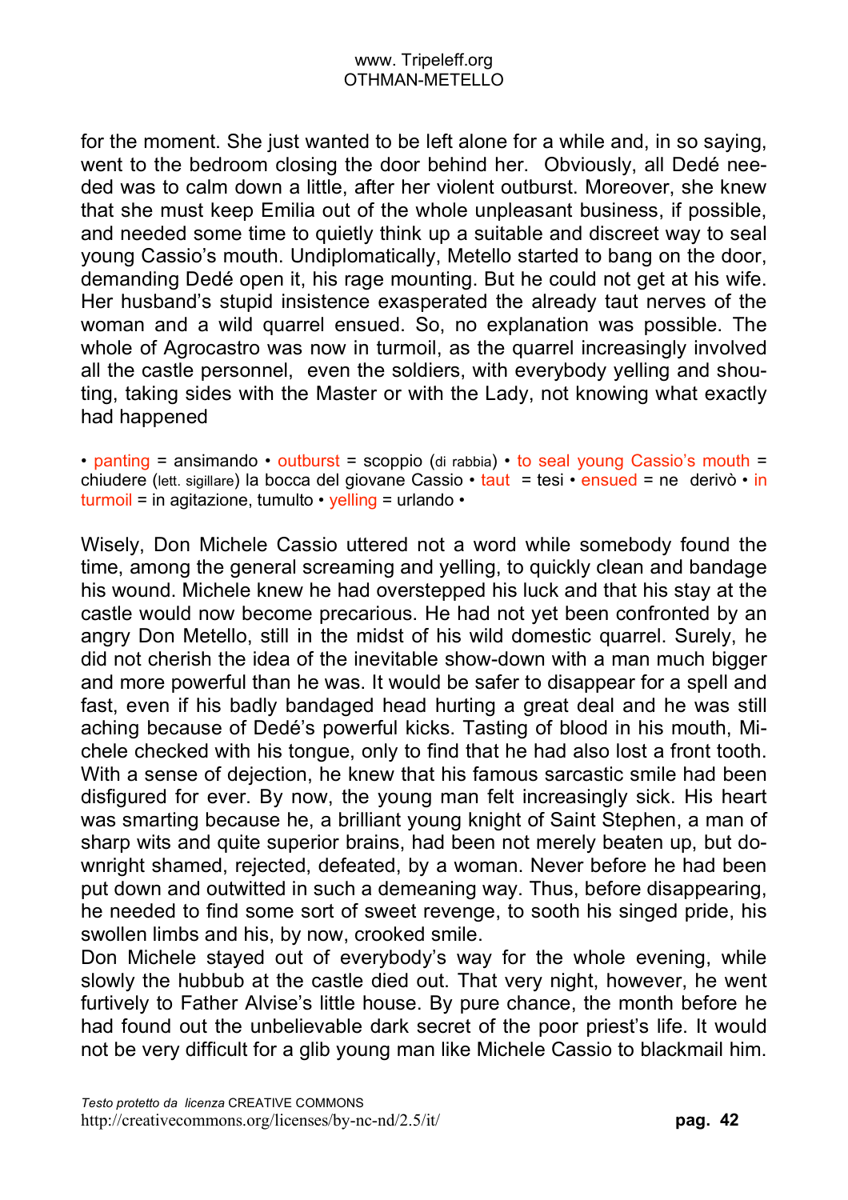for the moment. She just wanted to be left alone for a while and, in so saying, went to the bedroom closing the door behind her. Obviously, all Dedé needed was to calm down a little, after her violent outburst. Moreover, she knew that she must keep Emilia out of the whole unpleasant business, if possible, and needed some time to quietly think up a suitable and discreet way to seal young Cassio's mouth. Undiplomatically, Metello started to bang on the door, demanding Dedé open it, his rage mounting. But he could not get at his wife. Her husband's stupid insistence exasperated the already taut nerves of the woman and a wild quarrel ensued. So, no explanation was possible. The whole of Agrocastro was now in turmoil, as the quarrel increasingly involved all the castle personnel, even the soldiers, with everybody yelling and shouting, taking sides with the Master or with the Lady, not knowing what exactly had happened

• panting = ansimando • outburst = scoppio (di rabbia) • to seal young Cassio's mouth = chiudere (lett. sigillare) la bocca del giovane Cassio • taut = tesi • ensued = ne derivò • in turmoil = in agitazione, tumulto • yelling = urlando •

Wisely, Don Michele Cassio uttered not a word while somebody found the time, among the general screaming and yelling, to quickly clean and bandage his wound. Michele knew he had overstepped his luck and that his stay at the castle would now become precarious. He had not yet been confronted by an angry Don Metello, still in the midst of his wild domestic quarrel. Surely, he did not cherish the idea of the inevitable show-down with a man much bigger and more powerful than he was. It would be safer to disappear for a spell and fast, even if his badly bandaged head hurting a great deal and he was still aching because of Dedé's powerful kicks. Tasting of blood in his mouth, Michele checked with his tongue, only to find that he had also lost a front tooth. With a sense of dejection, he knew that his famous sarcastic smile had been disfigured for ever. By now, the young man felt increasingly sick. His heart was smarting because he, a brilliant young knight of Saint Stephen, a man of sharp wits and quite superior brains, had been not merely beaten up, but downright shamed, rejected, defeated, by a woman. Never before he had been put down and outwitted in such a demeaning way. Thus, before disappearing, he needed to find some sort of sweet revenge, to sooth his singed pride, his swollen limbs and his, by now, crooked smile.
Don Michele stayed out of everybody's way for the whole evening, while slowly the hubbub at the castle died out. That very night, however, he went furtively to Father Alvise's little house. By pure chance, the month before he had found out the unbelievable dark secret of the poor priest's life. It would not be very difficult for a glib young man like Michele Cassio to blackmail him.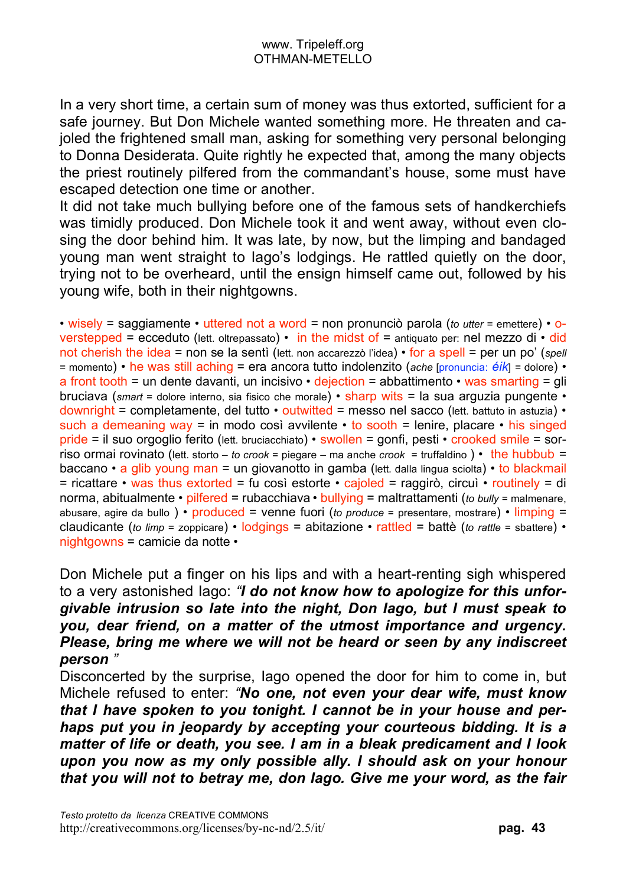In a very short time, a certain sum of money was thus extorted, sufficient for a safe journey. But Don Michele wanted something more. He threaten and cajoled the frightened small man, asking for something very personal belonging to Donna Desiderata. Quite rightly he expected that, among the many objects the priest routinely pilfered from the commandant's house, some must have escaped detection one time or another.

It did not take much bullying before one of the famous sets of handkerchiefs was timidly produced. Don Michele took it and went away, without even closing the door behind him. It was late, by now, but the limping and bandaged young man went straight to Iago's lodgings. He rattled quietly on the door, trying not to be overheard, until the ensign himself came out, followed by his young wife, both in their nightgowns.

• wisely = saggiamente • uttered not a word = non pronunciò parola (*to utter* = emettere) • overstepped = ecceduto (lett. oltrepassato) • in the midst of = antiquato per: nel mezzo di • did not cherish the idea = non se la sentì (lett. non accarezzò l'idea) • for a spell = per un po' (*spell* = momento) • he was still aching = era ancora tutto indolenzito (*ache* [pronuncia: *éik*] = dolore) • a front tooth = un dente davanti, un incisivo • dejection = abbattimento • was smarting = gli bruciava (*smart* = dolore interno, sia fisico che morale) • sharp wits = la sua arguzia pungente • downright = completamente, del tutto • outwitted = messo nel sacco (lett. battuto in astuzia) • such a demeaning way = in modo così avvilente • to sooth = lenire, placare • his singed pride = il suo orgoglio ferito (lett. bruciacchiato) • swollen = gonfi, pesti • crooked smile = sorriso ormai rovinato (lett. storto – *to crook* = piegare – ma anche *crook* = truffaldino ) • the hubbub = baccano • a glib young man = un giovanotto in gamba (lett. dalla lingua sciolta) • to blackmail = ricattare • was thus extorted = fu così estorte • cajoled = raggirò, circuì • routinely = di norma, abitualmente • pilfered = rubacchiava • bullying = maltrattamenti (*to bully* = malmenare, abusare, agire da bullo ) • produced = venne fuori (*to produce* = presentare, mostrare) • limping = claudicante (*to limp* = zoppicare) • lodgings = abitazione • rattled = battè (*to rattle* = sbattere) • nightgowns = camicie da notte •

Don Michele put a finger on his lips and with a heart-renting sigh whispered to a very astonished Iago: *"**I do not know how to apologize for this unforgivable intrusion so late into the night, Don Iago, but I must speak to you, dear friend, on a matter of the utmost importance and urgency. Please, bring me where we will not be heard or seen by any indiscreet person** "*

Disconcerted by the surprise, Iago opened the door for him to come in, but Michele refused to enter: *"**No one, not even your dear wife, must know that I have spoken to you tonight. I cannot be in your house and perhaps put you in jeopardy by accepting your courteous bidding. It is a matter of life or death, you see. I am in a bleak predicament and I look upon you now as my only possible ally. I should ask on your honour that you will not to betray me, don Iago. Give me your word, as the fair***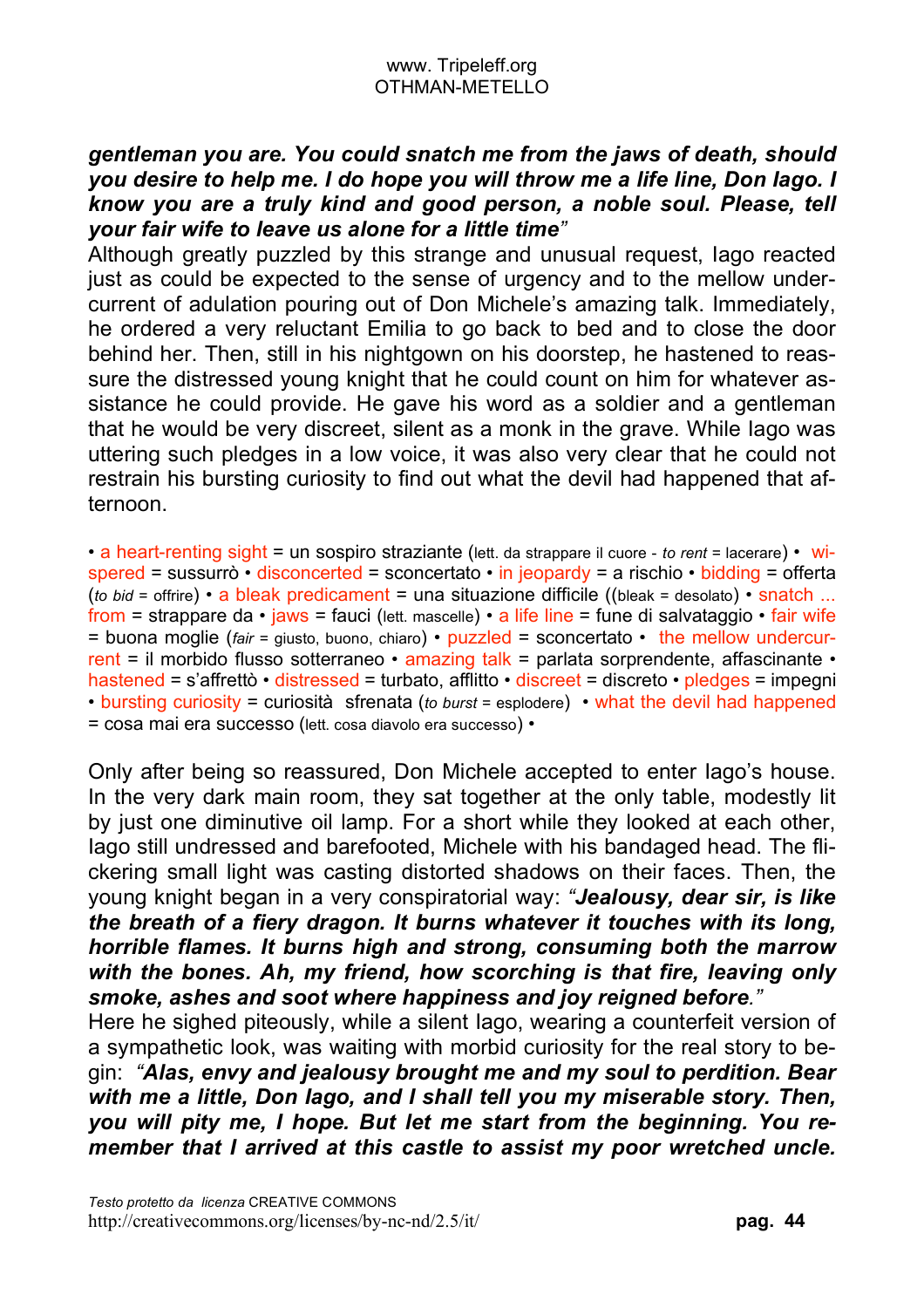***gentleman you are. You could snatch me from the jaws of death, should you desire to help me. I do hope you will throw me a life line, Don Iago. I know you are a truly kind and good person, a noble soul. Please, tell your fair wife to leave us alone for a little time"***

Although greatly puzzled by this strange and unusual request, Iago reacted just as could be expected to the sense of urgency and to the mellow undercurrent of adulation pouring out of Don Michele's amazing talk. Immediately, he ordered a very reluctant Emilia to go back to bed and to close the door behind her. Then, still in his nightgown on his doorstep, he hastened to reassure the distressed young knight that he could count on him for whatever assistance he could provide. He gave his word as a soldier and a gentleman that he would be very discreet, silent as a monk in the grave. While Iago was uttering such pledges in a low voice, it was also very clear that he could not restrain his bursting curiosity to find out what the devil had happened that afternoon.

• a heart-renting sight = un sospiro straziante (lett. da strappare il cuore - *to rent* = lacerare) • wispered = sussurrò • disconcerted = sconcertato • in jeopardy = a rischio • bidding = offerta (*to bid* = offrire) • a bleak predicament = una situazione difficile ((bleak = desolato) • snatch ... from = strappare da • jaws = fauci (lett. mascelle) • a life line = fune di salvataggio • fair wife = buona moglie (*fair* = giusto, buono, chiaro) • puzzled = sconcertato • the mellow undercurrent = il morbido flusso sotterraneo • amazing talk = parlata sorprendente, affascinante • hastened = s'affrettò • distressed = turbato, afflitto • discreet = discreto • pledges = impegni • bursting curiosity = curiosità sfrenata (*to burst* = esplodere) • what the devil had happened = cosa mai era successo (lett. cosa diavolo era successo) •

Only after being so reassured, Don Michele accepted to enter Iago's house. In the very dark main room, they sat together at the only table, modestly lit by just one diminutive oil lamp. For a short while they looked at each other, Iago still undressed and barefooted, Michele with his bandaged head. The flickering small light was casting distorted shadows on their faces. Then, the young knight began in a very conspiratorial way: *"**Jealousy, dear sir, is like the breath of a fiery dragon. It burns whatever it touches with its long, horrible flames. It burns high and strong, consuming both the marrow with the bones. Ah, my friend, how scorching is that fire, leaving only smoke, ashes and soot where happiness and joy reigned before.**"*

Here he sighed piteously, while a silent Iago, wearing a counterfeit version of a sympathetic look, was waiting with morbid curiosity for the real story to begin: *"**Alas, envy and jealousy brought me and my soul to perdition. Bear with me a little, Don Iago, and I shall tell you my miserable story. Then, you will pity me, I hope. But let me start from the beginning. You remember that I arrived at this castle to assist my poor wretched uncle.***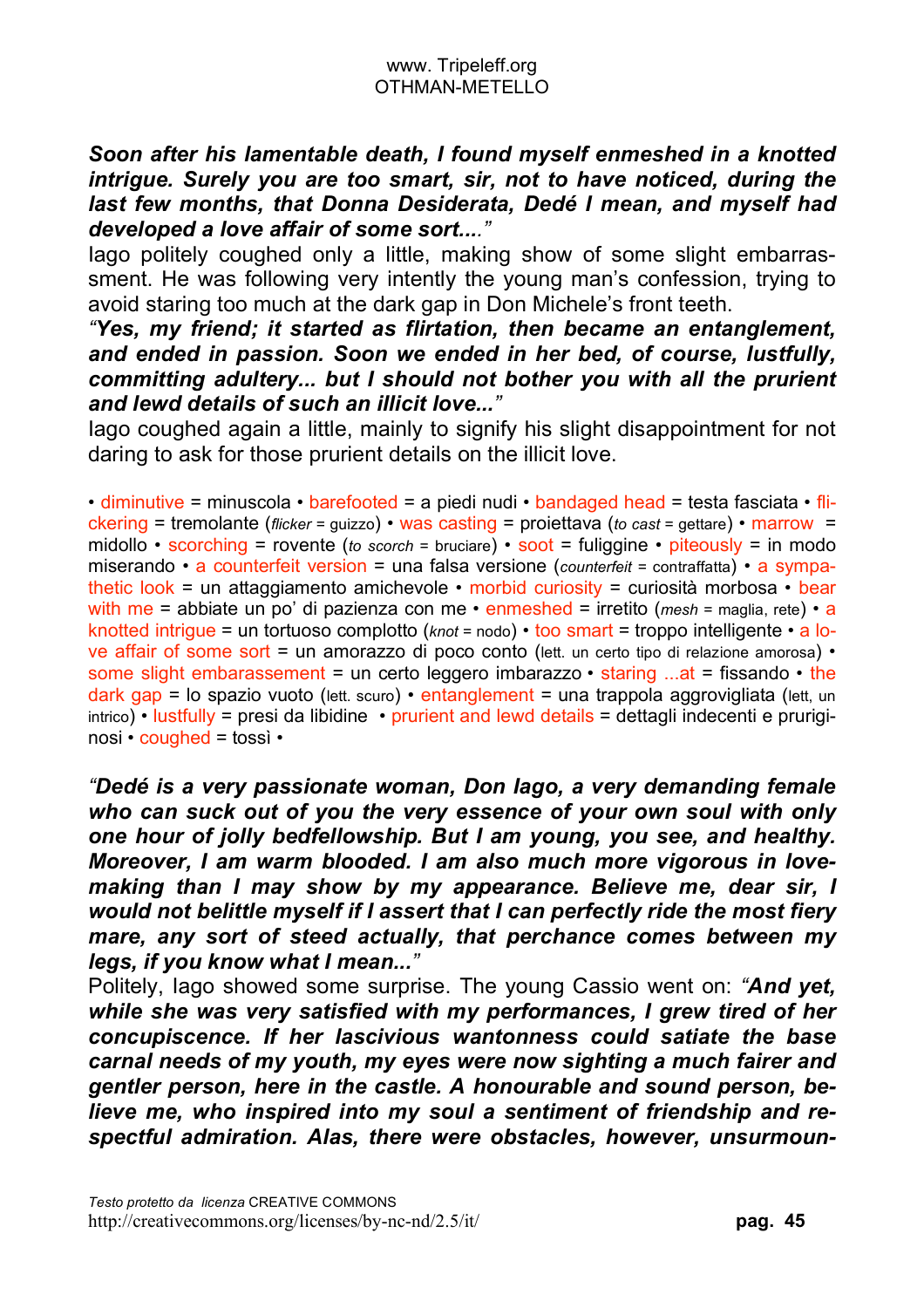***Soon after his lamentable death, I found myself enmeshed in a knotted intrigue. Surely you are too smart, sir, not to have noticed, during the last few months, that Donna Desiderata, Dedé I mean, and myself had developed a love affair of some sort....****"*

Iago politely coughed only a little, making show of some slight embarrassment. He was following very intently the young man's confession, trying to avoid staring too much at the dark gap in Don Michele's front teeth.

*"****Yes, my friend; it started as flirtation, then became an entanglement, and ended in passion. Soon we ended in her bed, of course, lustfully, committing adultery... but I should not bother you with all the prurient and lewd details of such an illicit love...****"*

Iago coughed again a little, mainly to signify his slight disappointment for not daring to ask for those prurient details on the illicit love.

• diminutive = minuscola • barefooted = a piedi nudi • bandaged head = testa fasciata • flickering = tremolante (*flicker* = guizzo) • was casting = proiettava (*to cast* = gettare) • marrow = midollo • scorching = rovente (*to scorch* = bruciare) • soot = fuliggine • piteously = in modo miserando • a counterfeit version = una falsa versione (*counterfeit* = contraffatta) • a sympathetic look = un attaggiamento amichevole • morbid curiosity = curiosità morbosa • bear with me = abbiate un po' di pazienza con me • enmeshed = irretito (*mesh* = maglia, rete) • a knotted intrigue = un tortuoso complotto (*knot* = nodo) • too smart = troppo intelligente • a love affair of some sort = un amorazzo di poco conto (lett. un certo tipo di relazione amorosa) • some slight embarassement = un certo leggero imbarazzo • staring ...at = fissando • the dark gap = lo spazio vuoto (lett. scuro) • entanglement = una trappola aggrovigliata (lett, un intrico) • lustfully = presi da libidine • prurient and lewd details = dettagli indecenti e pruriginosi • coughed = tossì •

*"****Dedé is a very passionate woman, Don Iago, a very demanding female who can suck out of you the very essence of your own soul with only one hour of jolly bedfellowship. But I am young, you see, and healthy. Moreover, I am warm blooded. I am also much more vigorous in love-making than I may show by my appearance. Believe me, dear sir, I would not belittle myself if I assert that I can perfectly ride the most fiery mare, any sort of steed actually, that perchance comes between my legs, if you know what I mean...****"*

Politely, Iago showed some surprise. The young Cassio went on: *"****And yet, while she was very satisfied with my performances, I grew tired of her concupiscence. If her lascivious wantonness could satiate the base carnal needs of my youth, my eyes were now sighting a much fairer and gentler person, here in the castle. A honourable and sound person, believe me, who inspired into my soul a sentiment of friendship and respectful admiration. Alas, there were obstacles, however, unsurmoun-***